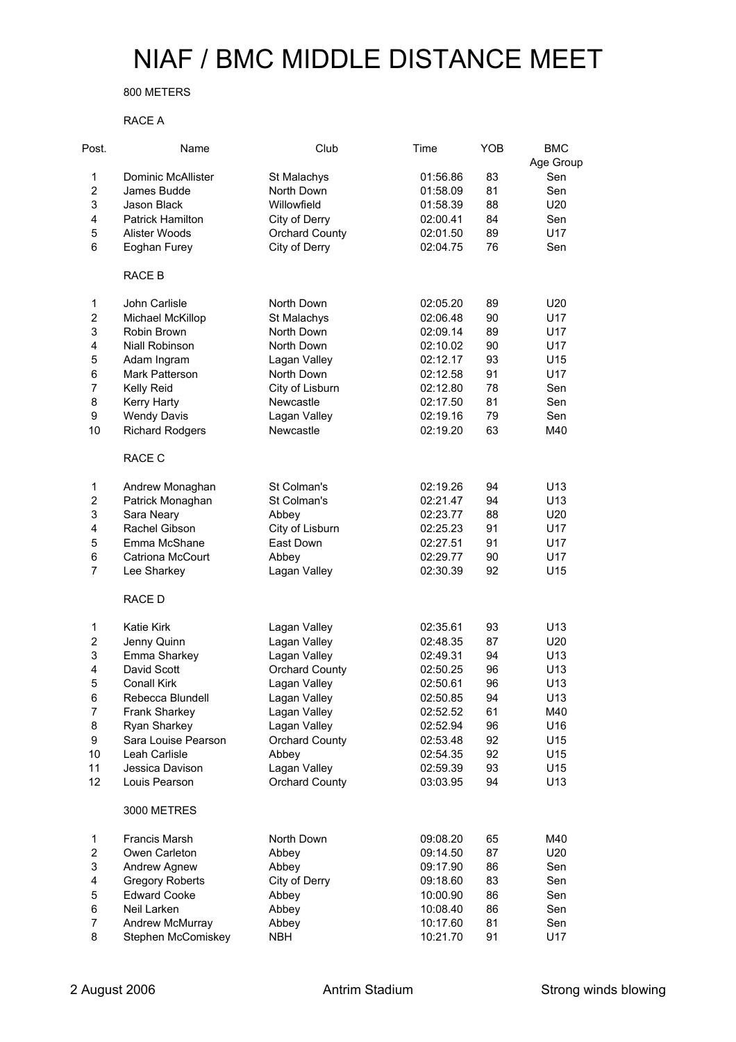# NIAF / BMC MIDDLE DISTANCE MEET

## 800 METERS

### RACE A

| Post. | Name | Club | Time | YOB | BMC Age Group |
|---|---|---|---|---|---|
| 1 | Dominic McAllister | St Malachys | 01:56.86 | 83 | Sen |
| 2 | James Budde | North Down | 01:58.09 | 81 | Sen |
| 3 | Jason Black | Willowfield | 01:58.39 | 88 | U20 |
| 4 | Patrick Hamilton | City of Derry | 02:00.41 | 84 | Sen |
| 5 | Alister Woods | Orchard County | 02:01.50 | 89 | U17 |
| 6 | Eoghan Furey | City of Derry | 02:04.75 | 76 | Sen |

### RACE B

| Post. | Name | Club | Time | YOB | BMC Age Group |
|---|---|---|---|---|---|
| 1 | John Carlisle | North Down | 02:05.20 | 89 | U20 |
| 2 | Michael McKillop | St Malachys | 02:06.48 | 90 | U17 |
| 3 | Robin Brown | North Down | 02:09.14 | 89 | U17 |
| 4 | Niall Robinson | North Down | 02:10.02 | 90 | U17 |
| 5 | Adam Ingram | Lagan Valley | 02:12.17 | 93 | U15 |
| 6 | Mark Patterson | North Down | 02:12.58 | 91 | U17 |
| 7 | Kelly Reid | City of Lisburn | 02:12.80 | 78 | Sen |
| 8 | Kerry Harty | Newcastle | 02:17.50 | 81 | Sen |
| 9 | Wendy Davis | Lagan Valley | 02:19.16 | 79 | Sen |
| 10 | Richard Rodgers | Newcastle | 02:19.20 | 63 | M40 |

### RACE C

| Post. | Name | Club | Time | YOB | BMC Age Group |
|---|---|---|---|---|---|
| 1 | Andrew Monaghan | St Colman's | 02:19.26 | 94 | U13 |
| 2 | Patrick Monaghan | St Colman's | 02:21.47 | 94 | U13 |
| 3 | Sara Neary | Abbey | 02:23.77 | 88 | U20 |
| 4 | Rachel Gibson | City of Lisburn | 02:25.23 | 91 | U17 |
| 5 | Emma McShane | East Down | 02:27.51 | 91 | U17 |
| 6 | Catriona McCourt | Abbey | 02:29.77 | 90 | U17 |
| 7 | Lee Sharkey | Lagan Valley | 02:30.39 | 92 | U15 |

### RACE D

| Post. | Name | Club | Time | YOB | BMC Age Group |
|---|---|---|---|---|---|
| 1 | Katie Kirk | Lagan Valley | 02:35.61 | 93 | U13 |
| 2 | Jenny Quinn | Lagan Valley | 02:48.35 | 87 | U20 |
| 3 | Emma Sharkey | Lagan Valley | 02:49.31 | 94 | U13 |
| 4 | David Scott | Orchard County | 02:50.25 | 96 | U13 |
| 5 | Conall Kirk | Lagan Valley | 02:50.61 | 96 | U13 |
| 6 | Rebecca Blundell | Lagan Valley | 02:50.85 | 94 | U13 |
| 7 | Frank Sharkey | Lagan Valley | 02:52.52 | 61 | M40 |
| 8 | Ryan Sharkey | Lagan Valley | 02:52.94 | 96 | U16 |
| 9 | Sara Louise Pearson | Orchard County | 02:53.48 | 92 | U15 |
| 10 | Leah Carlisle | Abbey | 02:54.35 | 92 | U15 |
| 11 | Jessica Davison | Lagan Valley | 02:59.39 | 93 | U15 |
| 12 | Louis Pearson | Orchard County | 03:03.95 | 94 | U13 |

## 3000 METRES

| Post. | Name | Club | Time | YOB | BMC Age Group |
|---|---|---|---|---|---|
| 1 | Francis Marsh | North Down | 09:08.20 | 65 | M40 |
| 2 | Owen Carleton | Abbey | 09:14.50 | 87 | U20 |
| 3 | Andrew Agnew | Abbey | 09:17.90 | 86 | Sen |
| 4 | Gregory Roberts | City of Derry | 09:18.60 | 83 | Sen |
| 5 | Edward Cooke | Abbey | 10:00.90 | 86 | Sen |
| 6 | Neil Larken | Abbey | 10:08.40 | 86 | Sen |
| 7 | Andrew McMurray | Abbey | 10:17.60 | 81 | Sen |
| 8 | Stephen McComiskey | NBH | 10:21.70 | 91 | U17 |

2 August 2006 — Antrim Stadium — Strong winds blowing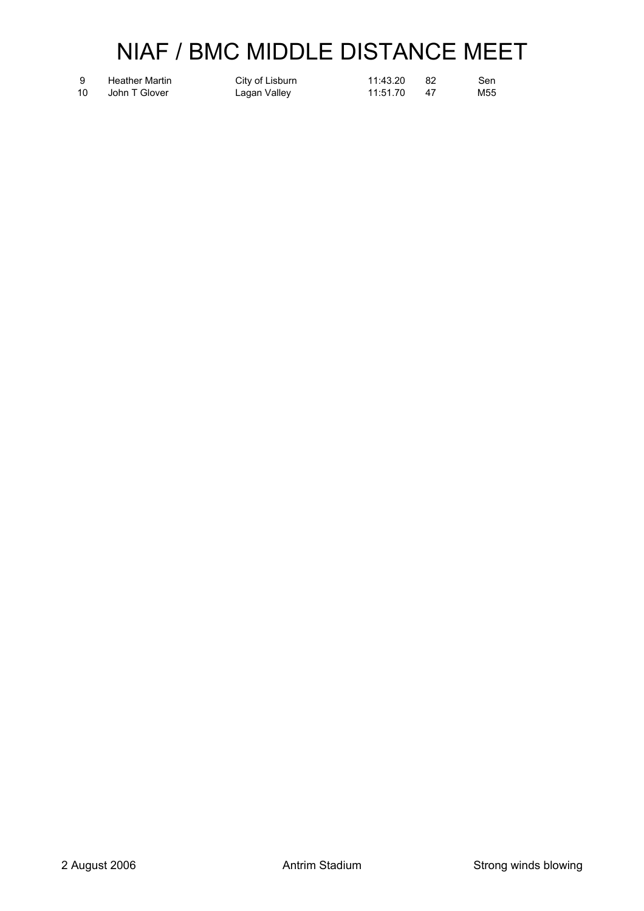| | | | | | |
|---|---|---|---|---|---|
| 9 | Heather Martin | City of Lisburn | 11:43.20 | 82 | Sen |
| 10 | John T Glover | Lagan Valley | 11:51.70 | 47 | M55 |